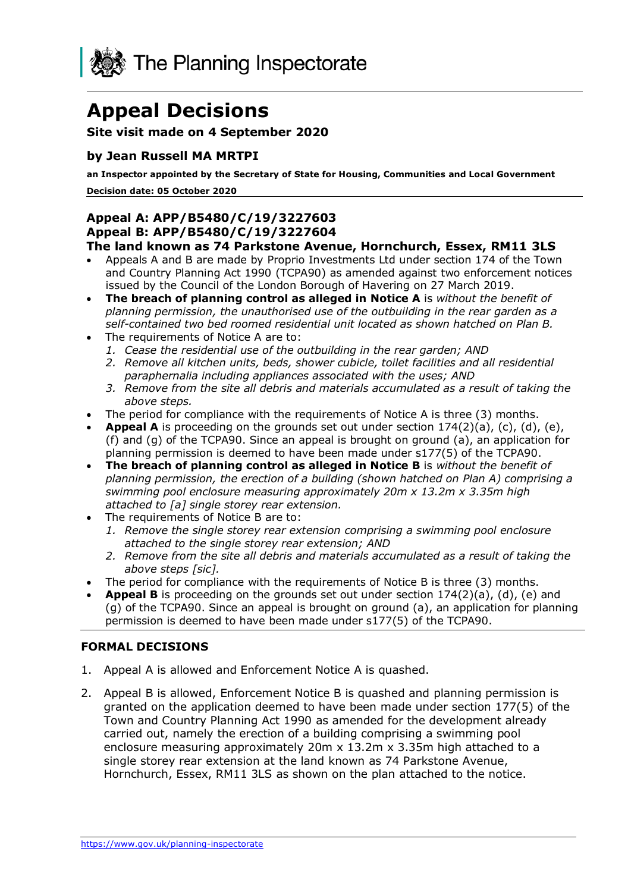The Planning Inspectorate

# Appeal Decisions

**Site visit made on 4 September 2020**

### by Jean Russell MA MRTPI

**an Inspector appointed by the Secretary of State for Housing, Communities and Local Government**

**Decision date: 05 October 2020**

---

## Appeal A: APP/B5480/C/19/3227603
## Appeal B: APP/B5480/C/19/3227604
## The land known as 74 Parkstone Avenue, Hornchurch, Essex, RM11 3LS

- Appeals A and B are made by Proprio Investments Ltd under section 174 of the Town and Country Planning Act 1990 (TCPA90) as amended against two enforcement notices issued by the Council of the London Borough of Havering on 27 March 2019.
- **The breach of planning control as alleged in Notice A** is *without the benefit of planning permission, the unauthorised use of the outbuilding in the rear garden as a self-contained two bed roomed residential unit located as shown hatched on Plan B.*
- The requirements of Notice A are to:
  1. *Cease the residential use of the outbuilding in the rear garden; AND*
  2. *Remove all kitchen units, beds, shower cubicle, toilet facilities and all residential paraphernalia including appliances associated with the uses; AND*
  3. *Remove from the site all debris and materials accumulated as a result of taking the above steps.*
- The period for compliance with the requirements of Notice A is three (3) months.
- **Appeal A** is proceeding on the grounds set out under section 174(2)(a), (c), (d), (e), (f) and (g) of the TCPA90. Since an appeal is brought on ground (a), an application for planning permission is deemed to have been made under s177(5) of the TCPA90.
- **The breach of planning control as alleged in Notice B** is *without the benefit of planning permission, the erection of a building (shown hatched on Plan A) comprising a swimming pool enclosure measuring approximately 20m x 13.2m x 3.35m high attached to [a] single storey rear extension.*
- The requirements of Notice B are to:
  1. *Remove the single storey rear extension comprising a swimming pool enclosure attached to the single storey rear extension; AND*
  2. *Remove from the site all debris and materials accumulated as a result of taking the above steps [sic].*
- The period for compliance with the requirements of Notice B is three (3) months.
- **Appeal B** is proceeding on the grounds set out under section 174(2)(a), (d), (e) and (g) of the TCPA90. Since an appeal is brought on ground (a), an application for planning permission is deemed to have been made under s177(5) of the TCPA90.

---

### FORMAL DECISIONS

1. Appeal A is allowed and Enforcement Notice A is quashed.

2. Appeal B is allowed, Enforcement Notice B is quashed and planning permission is granted on the application deemed to have been made under section 177(5) of the Town and Country Planning Act 1990 as amended for the development already carried out, namely the erection of a building comprising a swimming pool enclosure measuring approximately 20m x 13.2m x 3.35m high attached to a single storey rear extension at the land known as 74 Parkstone Avenue, Hornchurch, Essex, RM11 3LS as shown on the plan attached to the notice.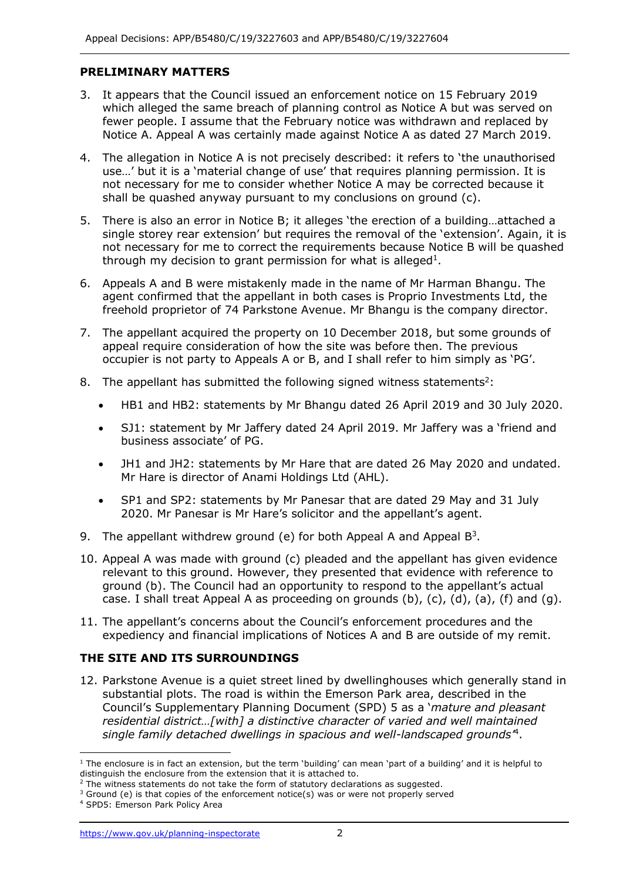## PRELIMINARY MATTERS

3. It appears that the Council issued an enforcement notice on 15 February 2019 which alleged the same breach of planning control as Notice A but was served on fewer people. I assume that the February notice was withdrawn and replaced by Notice A. Appeal A was certainly made against Notice A as dated 27 March 2019.

4. The allegation in Notice A is not precisely described: it refers to 'the unauthorised use…' but it is a 'material change of use' that requires planning permission. It is not necessary for me to consider whether Notice A may be corrected because it shall be quashed anyway pursuant to my conclusions on ground (c).

5. There is also an error in Notice B; it alleges 'the erection of a building…attached a single storey rear extension' but requires the removal of the 'extension'. Again, it is not necessary for me to correct the requirements because Notice B will be quashed through my decision to grant permission for what is alleged[1].

6. Appeals A and B were mistakenly made in the name of Mr Harman Bhangu. The agent confirmed that the appellant in both cases is Proprio Investments Ltd, the freehold proprietor of 74 Parkstone Avenue. Mr Bhangu is the company director.

7. The appellant acquired the property on 10 December 2018, but some grounds of appeal require consideration of how the site was before then. The previous occupier is not party to Appeals A or B, and I shall refer to him simply as 'PG'.

8. The appellant has submitted the following signed witness statements[2]:

   - HB1 and HB2: statements by Mr Bhangu dated 26 April 2019 and 30 July 2020.
   - SJ1: statement by Mr Jaffery dated 24 April 2019. Mr Jaffery was a 'friend and business associate' of PG.
   - JH1 and JH2: statements by Mr Hare that are dated 26 May 2020 and undated. Mr Hare is director of Anami Holdings Ltd (AHL).
   - SP1 and SP2: statements by Mr Panesar that are dated 29 May and 31 July 2020. Mr Panesar is Mr Hare's solicitor and the appellant's agent.

9. The appellant withdrew ground (e) for both Appeal A and Appeal B[3].

10. Appeal A was made with ground (c) pleaded and the appellant has given evidence relevant to this ground. However, they presented that evidence with reference to ground (b). The Council had an opportunity to respond to the appellant's actual case. I shall treat Appeal A as proceeding on grounds (b), (c), (d), (a), (f) and (g).

11. The appellant's concerns about the Council's enforcement procedures and the expediency and financial implications of Notices A and B are outside of my remit.

## THE SITE AND ITS SURROUNDINGS

12. Parkstone Avenue is a quiet street lined by dwellinghouses which generally stand in substantial plots. The road is within the Emerson Park area, described in the Council's Supplementary Planning Document (SPD) 5 as a '*mature and pleasant residential district…[with] a distinctive character of varied and well maintained single family detached dwellings in spacious and well-landscaped grounds*'[4].

---

[1] The enclosure is in fact an extension, but the term 'building' can mean 'part of a building' and it is helpful to distinguish the enclosure from the extension that it is attached to.

[2] The witness statements do not take the form of statutory declarations as suggested.

[3] Ground (e) is that copies of the enforcement notice(s) was or were not properly served

[4] SPD5: Emerson Park Policy Area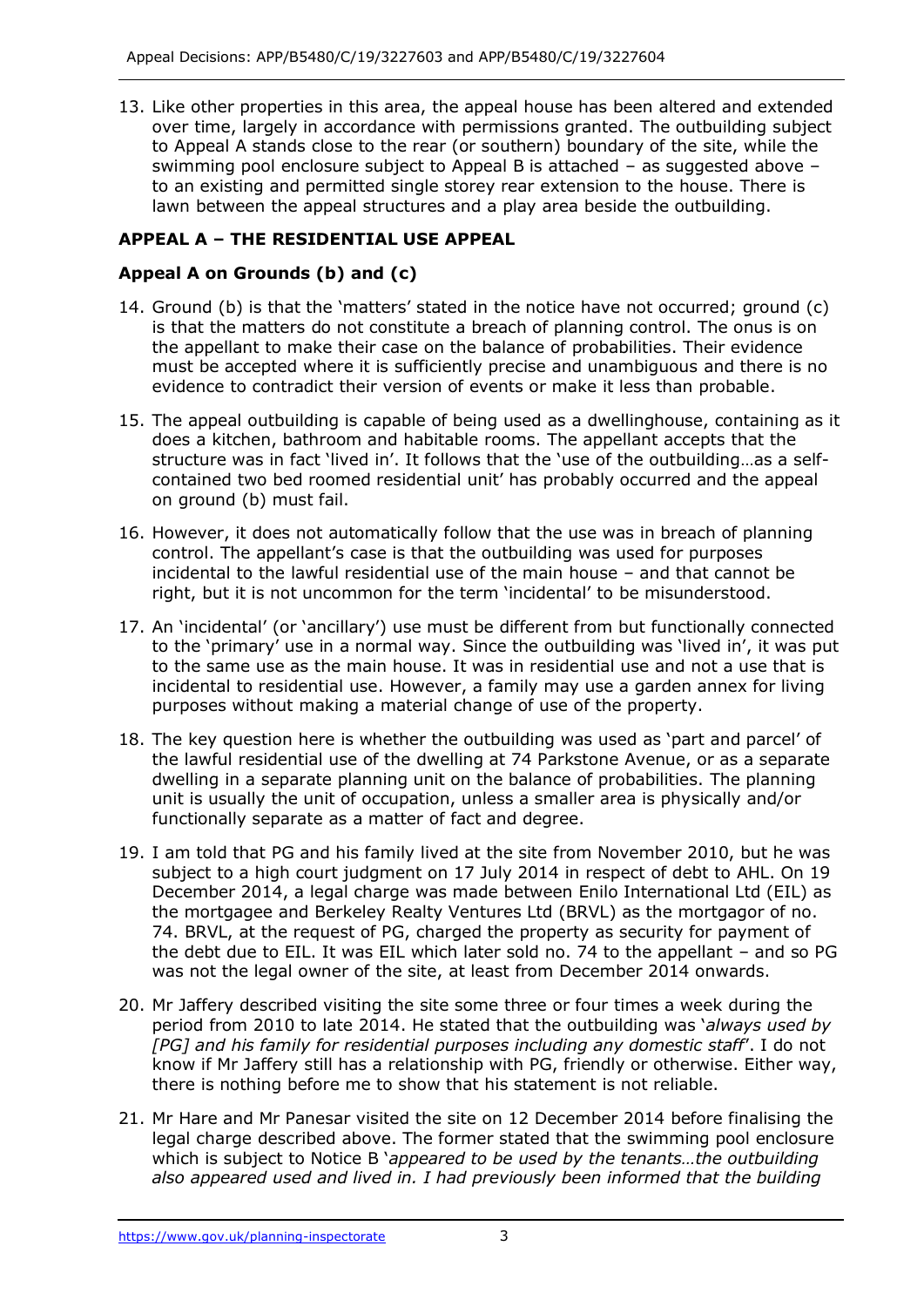13. Like other properties in this area, the appeal house has been altered and extended over time, largely in accordance with permissions granted. The outbuilding subject to Appeal A stands close to the rear (or southern) boundary of the site, while the swimming pool enclosure subject to Appeal B is attached – as suggested above – to an existing and permitted single storey rear extension to the house. There is lawn between the appeal structures and a play area beside the outbuilding.

## APPEAL A – THE RESIDENTIAL USE APPEAL

### Appeal A on Grounds (b) and (c)

14. Ground (b) is that the 'matters' stated in the notice have not occurred; ground (c) is that the matters do not constitute a breach of planning control. The onus is on the appellant to make their case on the balance of probabilities. Their evidence must be accepted where it is sufficiently precise and unambiguous and there is no evidence to contradict their version of events or make it less than probable.

15. The appeal outbuilding is capable of being used as a dwellinghouse, containing as it does a kitchen, bathroom and habitable rooms. The appellant accepts that the structure was in fact 'lived in'. It follows that the 'use of the outbuilding…as a self-contained two bed roomed residential unit' has probably occurred and the appeal on ground (b) must fail.

16. However, it does not automatically follow that the use was in breach of planning control. The appellant's case is that the outbuilding was used for purposes incidental to the lawful residential use of the main house – and that cannot be right, but it is not uncommon for the term 'incidental' to be misunderstood.

17. An 'incidental' (or 'ancillary') use must be different from but functionally connected to the 'primary' use in a normal way. Since the outbuilding was 'lived in', it was put to the same use as the main house. It was in residential use and not a use that is incidental to residential use. However, a family may use a garden annex for living purposes without making a material change of use of the property.

18. The key question here is whether the outbuilding was used as 'part and parcel' of the lawful residential use of the dwelling at 74 Parkstone Avenue, or as a separate dwelling in a separate planning unit on the balance of probabilities. The planning unit is usually the unit of occupation, unless a smaller area is physically and/or functionally separate as a matter of fact and degree.

19. I am told that PG and his family lived at the site from November 2010, but he was subject to a high court judgment on 17 July 2014 in respect of debt to AHL. On 19 December 2014, a legal charge was made between Enilo International Ltd (EIL) as the mortgagee and Berkeley Realty Ventures Ltd (BRVL) as the mortgagor of no. 74. BRVL, at the request of PG, charged the property as security for payment of the debt due to EIL. It was EIL which later sold no. 74 to the appellant – and so PG was not the legal owner of the site, at least from December 2014 onwards.

20. Mr Jaffery described visiting the site some three or four times a week during the period from 2010 to late 2014. He stated that the outbuilding was '*always used by [PG] and his family for residential purposes including any domestic staff*'. I do not know if Mr Jaffery still has a relationship with PG, friendly or otherwise. Either way, there is nothing before me to show that his statement is not reliable.

21. Mr Hare and Mr Panesar visited the site on 12 December 2014 before finalising the legal charge described above. The former stated that the swimming pool enclosure which is subject to Notice B '*appeared to be used by the tenants…the outbuilding also appeared used and lived in. I had previously been informed that the building*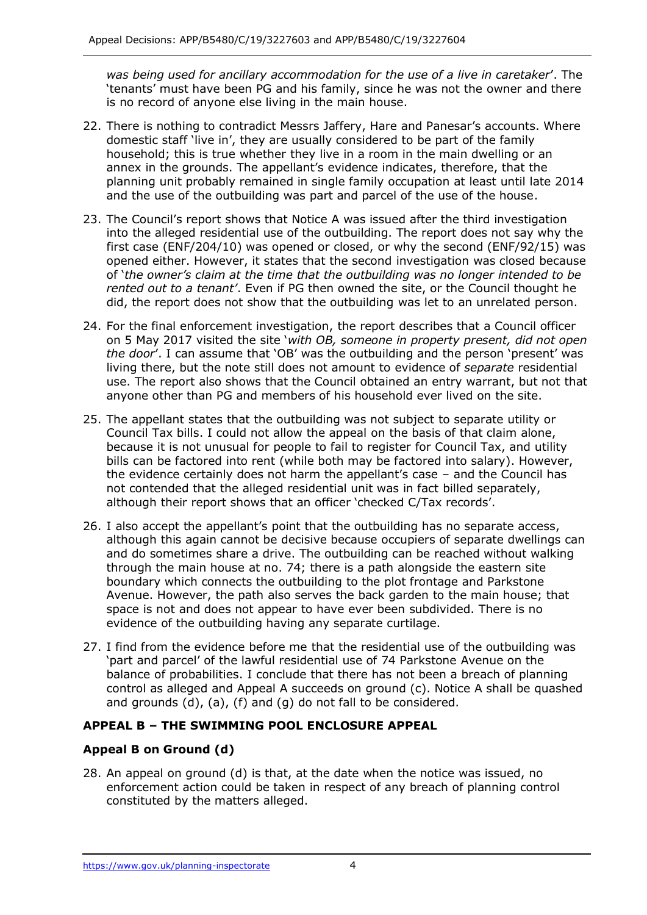*was being used for ancillary accommodation for the use of a live in caretaker*'. The 'tenants' must have been PG and his family, since he was not the owner and there is no record of anyone else living in the main house.

22. There is nothing to contradict Messrs Jaffery, Hare and Panesar's accounts. Where domestic staff 'live in', they are usually considered to be part of the family household; this is true whether they live in a room in the main dwelling or an annex in the grounds. The appellant's evidence indicates, therefore, that the planning unit probably remained in single family occupation at least until late 2014 and the use of the outbuilding was part and parcel of the use of the house.

23. The Council's report shows that Notice A was issued after the third investigation into the alleged residential use of the outbuilding. The report does not say why the first case (ENF/204/10) was opened or closed, or why the second (ENF/92/15) was opened either. However, it states that the second investigation was closed because of '*the owner's claim at the time that the outbuilding was no longer intended to be rented out to a tenant*'. Even if PG then owned the site, or the Council thought he did, the report does not show that the outbuilding was let to an unrelated person.

24. For the final enforcement investigation, the report describes that a Council officer on 5 May 2017 visited the site '*with OB, someone in property present, did not open the door*'. I can assume that 'OB' was the outbuilding and the person 'present' was living there, but the note still does not amount to evidence of *separate* residential use. The report also shows that the Council obtained an entry warrant, but not that anyone other than PG and members of his household ever lived on the site.

25. The appellant states that the outbuilding was not subject to separate utility or Council Tax bills. I could not allow the appeal on the basis of that claim alone, because it is not unusual for people to fail to register for Council Tax, and utility bills can be factored into rent (while both may be factored into salary). However, the evidence certainly does not harm the appellant's case – and the Council has not contended that the alleged residential unit was in fact billed separately, although their report shows that an officer 'checked C/Tax records'.

26. I also accept the appellant's point that the outbuilding has no separate access, although this again cannot be decisive because occupiers of separate dwellings can and do sometimes share a drive. The outbuilding can be reached without walking through the main house at no. 74; there is a path alongside the eastern site boundary which connects the outbuilding to the plot frontage and Parkstone Avenue. However, the path also serves the back garden to the main house; that space is not and does not appear to have ever been subdivided. There is no evidence of the outbuilding having any separate curtilage.

27. I find from the evidence before me that the residential use of the outbuilding was 'part and parcel' of the lawful residential use of 74 Parkstone Avenue on the balance of probabilities. I conclude that there has not been a breach of planning control as alleged and Appeal A succeeds on ground (c). Notice A shall be quashed and grounds (d), (a), (f) and (g) do not fall to be considered.

## APPEAL B – THE SWIMMING POOL ENCLOSURE APPEAL

### Appeal B on Ground (d)

28. An appeal on ground (d) is that, at the date when the notice was issued, no enforcement action could be taken in respect of any breach of planning control constituted by the matters alleged.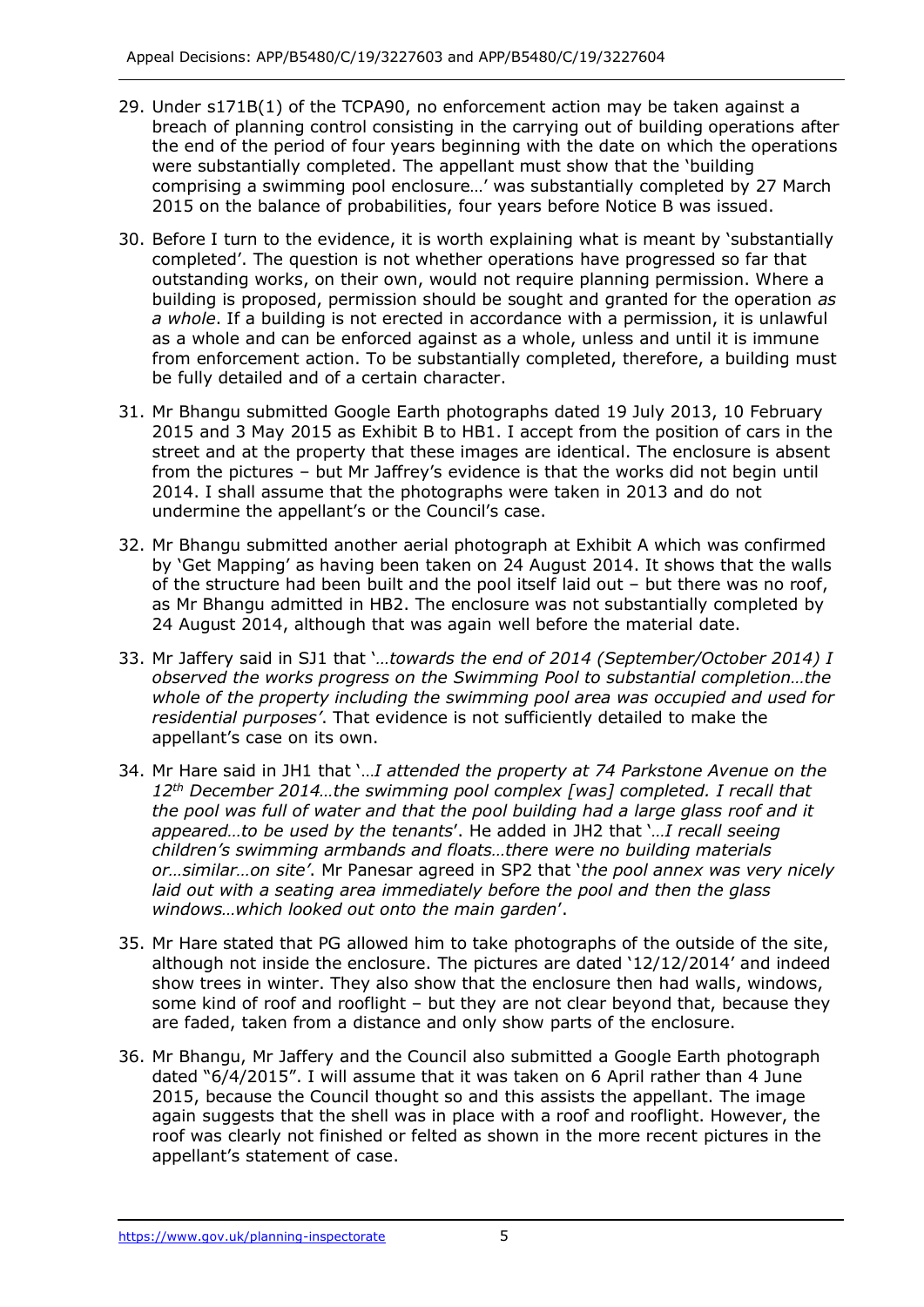29. Under s171B(1) of the TCPA90, no enforcement action may be taken against a breach of planning control consisting in the carrying out of building operations after the end of the period of four years beginning with the date on which the operations were substantially completed. The appellant must show that the 'building comprising a swimming pool enclosure…' was substantially completed by 27 March 2015 on the balance of probabilities, four years before Notice B was issued.

30. Before I turn to the evidence, it is worth explaining what is meant by 'substantially completed'. The question is not whether operations have progressed so far that outstanding works, on their own, would not require planning permission. Where a building is proposed, permission should be sought and granted for the operation *as a whole*. If a building is not erected in accordance with a permission, it is unlawful as a whole and can be enforced against as a whole, unless and until it is immune from enforcement action. To be substantially completed, therefore, a building must be fully detailed and of a certain character.

31. Mr Bhangu submitted Google Earth photographs dated 19 July 2013, 10 February 2015 and 3 May 2015 as Exhibit B to HB1. I accept from the position of cars in the street and at the property that these images are identical. The enclosure is absent from the pictures – but Mr Jaffrey's evidence is that the works did not begin until 2014. I shall assume that the photographs were taken in 2013 and do not undermine the appellant's or the Council's case.

32. Mr Bhangu submitted another aerial photograph at Exhibit A which was confirmed by 'Get Mapping' as having been taken on 24 August 2014. It shows that the walls of the structure had been built and the pool itself laid out – but there was no roof, as Mr Bhangu admitted in HB2. The enclosure was not substantially completed by 24 August 2014, although that was again well before the material date.

33. Mr Jaffery said in SJ1 that '*…towards the end of 2014 (September/October 2014) I observed the works progress on the Swimming Pool to substantial completion…the whole of the property including the swimming pool area was occupied and used for residential purposes'*. That evidence is not sufficiently detailed to make the appellant's case on its own.

34. Mr Hare said in JH1 that '*…I attended the property at 74 Parkstone Avenue on the 12th December 2014…the swimming pool complex [was] completed. I recall that the pool was full of water and that the pool building had a large glass roof and it appeared…to be used by the tenants*'. He added in JH2 that '*…I recall seeing children's swimming armbands and floats…there were no building materials or…similar…on site'*. Mr Panesar agreed in SP2 that '*the pool annex was very nicely laid out with a seating area immediately before the pool and then the glass windows…which looked out onto the main garden*'.

35. Mr Hare stated that PG allowed him to take photographs of the outside of the site, although not inside the enclosure. The pictures are dated '12/12/2014' and indeed show trees in winter. They also show that the enclosure then had walls, windows, some kind of roof and rooflight – but they are not clear beyond that, because they are faded, taken from a distance and only show parts of the enclosure.

36. Mr Bhangu, Mr Jaffery and the Council also submitted a Google Earth photograph dated "6/4/2015". I will assume that it was taken on 6 April rather than 4 June 2015, because the Council thought so and this assists the appellant. The image again suggests that the shell was in place with a roof and rooflight. However, the roof was clearly not finished or felted as shown in the more recent pictures in the appellant's statement of case.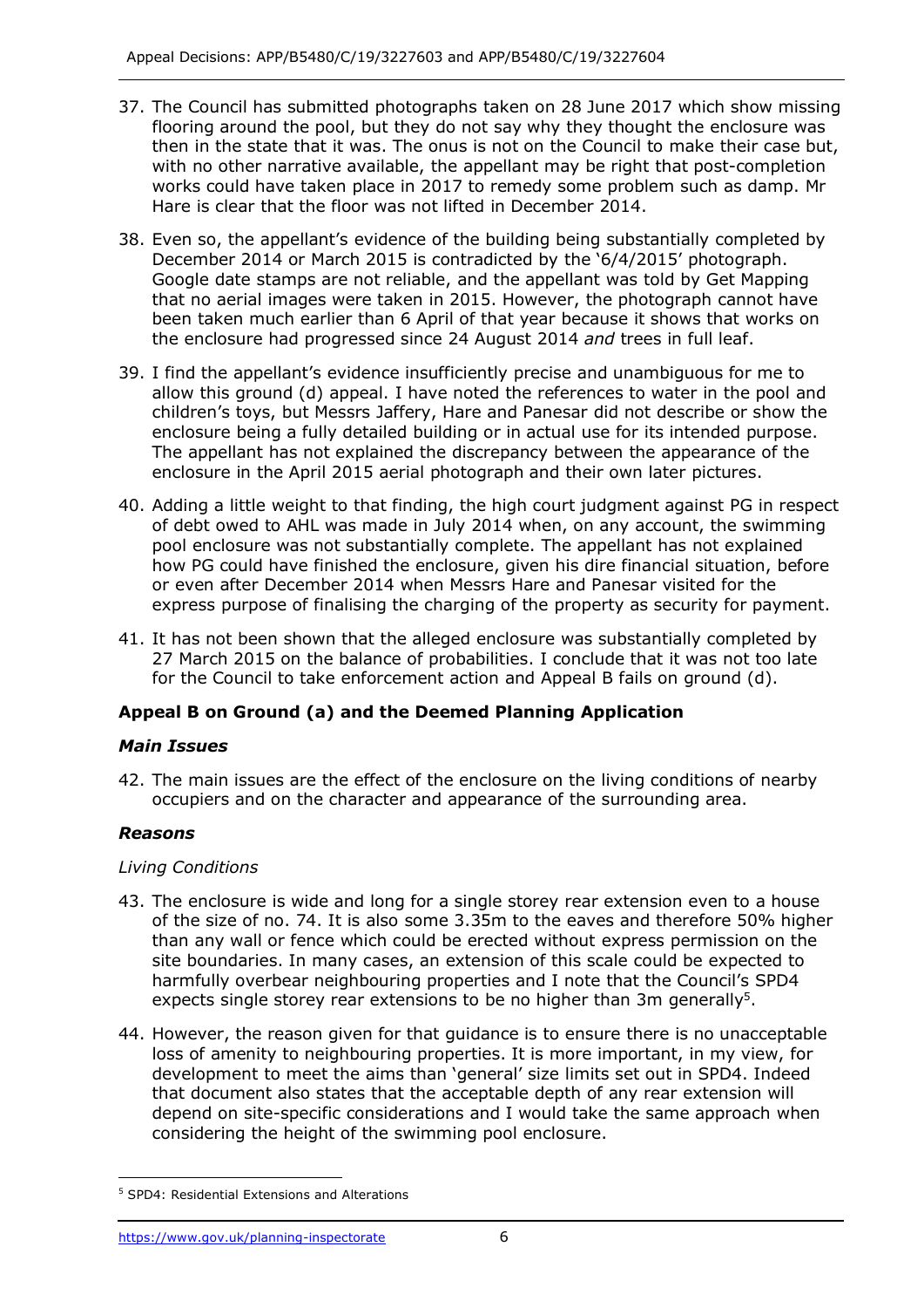37. The Council has submitted photographs taken on 28 June 2017 which show missing flooring around the pool, but they do not say why they thought the enclosure was then in the state that it was. The onus is not on the Council to make their case but, with no other narrative available, the appellant may be right that post-completion works could have taken place in 2017 to remedy some problem such as damp. Mr Hare is clear that the floor was not lifted in December 2014.

38. Even so, the appellant's evidence of the building being substantially completed by December 2014 or March 2015 is contradicted by the '6/4/2015' photograph. Google date stamps are not reliable, and the appellant was told by Get Mapping that no aerial images were taken in 2015. However, the photograph cannot have been taken much earlier than 6 April of that year because it shows that works on the enclosure had progressed since 24 August 2014 *and* trees in full leaf.

39. I find the appellant's evidence insufficiently precise and unambiguous for me to allow this ground (d) appeal. I have noted the references to water in the pool and children's toys, but Messrs Jaffery, Hare and Panesar did not describe or show the enclosure being a fully detailed building or in actual use for its intended purpose. The appellant has not explained the discrepancy between the appearance of the enclosure in the April 2015 aerial photograph and their own later pictures.

40. Adding a little weight to that finding, the high court judgment against PG in respect of debt owed to AHL was made in July 2014 when, on any account, the swimming pool enclosure was not substantially complete. The appellant has not explained how PG could have finished the enclosure, given his dire financial situation, before or even after December 2014 when Messrs Hare and Panesar visited for the express purpose of finalising the charging of the property as security for payment.

41. It has not been shown that the alleged enclosure was substantially completed by 27 March 2015 on the balance of probabilities. I conclude that it was not too late for the Council to take enforcement action and Appeal B fails on ground (d).

## Appeal B on Ground (a) and the Deemed Planning Application

### *Main Issues*

42. The main issues are the effect of the enclosure on the living conditions of nearby occupiers and on the character and appearance of the surrounding area.

### *Reasons*

#### *Living Conditions*

43. The enclosure is wide and long for a single storey rear extension even to a house of the size of no. 74. It is also some 3.35m to the eaves and therefore 50% higher than any wall or fence which could be erected without express permission on the site boundaries. In many cases, an extension of this scale could be expected to harmfully overbear neighbouring properties and I note that the Council's SPD4 expects single storey rear extensions to be no higher than 3m generally[5].

44. However, the reason given for that guidance is to ensure there is no unacceptable loss of amenity to neighbouring properties. It is more important, in my view, for development to meet the aims than 'general' size limits set out in SPD4. Indeed that document also states that the acceptable depth of any rear extension will depend on site-specific considerations and I would take the same approach when considering the height of the swimming pool enclosure.

[5] SPD4: Residential Extensions and Alterations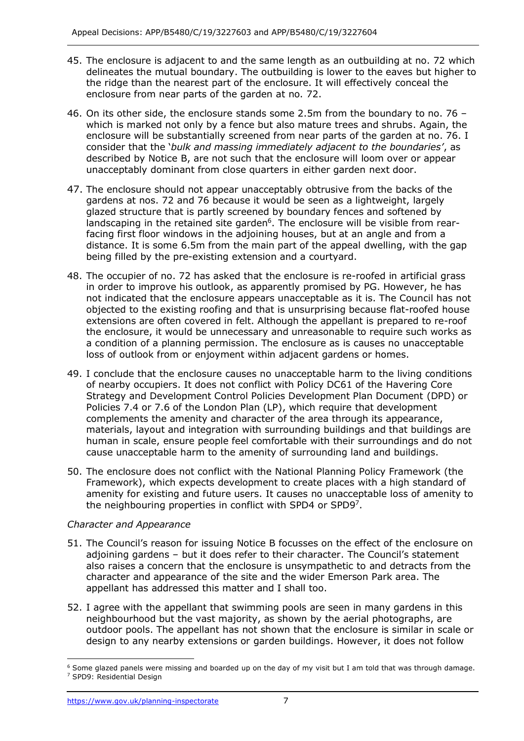45. The enclosure is adjacent to and the same length as an outbuilding at no. 72 which delineates the mutual boundary. The outbuilding is lower to the eaves but higher to the ridge than the nearest part of the enclosure. It will effectively conceal the enclosure from near parts of the garden at no. 72.

46. On its other side, the enclosure stands some 2.5m from the boundary to no. 76 – which is marked not only by a fence but also mature trees and shrubs. Again, the enclosure will be substantially screened from near parts of the garden at no. 76. I consider that the '*bulk and massing immediately adjacent to the boundaries'*, as described by Notice B, are not such that the enclosure will loom over or appear unacceptably dominant from close quarters in either garden next door.

47. The enclosure should not appear unacceptably obtrusive from the backs of the gardens at nos. 72 and 76 because it would be seen as a lightweight, largely glazed structure that is partly screened by boundary fences and softened by landscaping in the retained site garden[6]. The enclosure will be visible from rear-facing first floor windows in the adjoining houses, but at an angle and from a distance. It is some 6.5m from the main part of the appeal dwelling, with the gap being filled by the pre-existing extension and a courtyard.

48. The occupier of no. 72 has asked that the enclosure is re-roofed in artificial grass in order to improve his outlook, as apparently promised by PG. However, he has not indicated that the enclosure appears unacceptable as it is. The Council has not objected to the existing roofing and that is unsurprising because flat-roofed house extensions are often covered in felt. Although the appellant is prepared to re-roof the enclosure, it would be unnecessary and unreasonable to require such works as a condition of a planning permission. The enclosure as is causes no unacceptable loss of outlook from or enjoyment within adjacent gardens or homes.

49. I conclude that the enclosure causes no unacceptable harm to the living conditions of nearby occupiers. It does not conflict with Policy DC61 of the Havering Core Strategy and Development Control Policies Development Plan Document (DPD) or Policies 7.4 or 7.6 of the London Plan (LP), which require that development complements the amenity and character of the area through its appearance, materials, layout and integration with surrounding buildings and that buildings are human in scale, ensure people feel comfortable with their surroundings and do not cause unacceptable harm to the amenity of surrounding land and buildings.

50. The enclosure does not conflict with the National Planning Policy Framework (the Framework), which expects development to create places with a high standard of amenity for existing and future users. It causes no unacceptable loss of amenity to the neighbouring properties in conflict with SPD4 or SPD9[7].

*Character and Appearance*

51. The Council's reason for issuing Notice B focusses on the effect of the enclosure on adjoining gardens – but it does refer to their character. The Council's statement also raises a concern that the enclosure is unsympathetic to and detracts from the character and appearance of the site and the wider Emerson Park area. The appellant has addressed this matter and I shall too.

52. I agree with the appellant that swimming pools are seen in many gardens in this neighbourhood but the vast majority, as shown by the aerial photographs, are outdoor pools. The appellant has not shown that the enclosure is similar in scale or design to any nearby extensions or garden buildings. However, it does not follow

---

[6] Some glazed panels were missing and boarded up on the day of my visit but I am told that was through damage.

[7] SPD9: Residential Design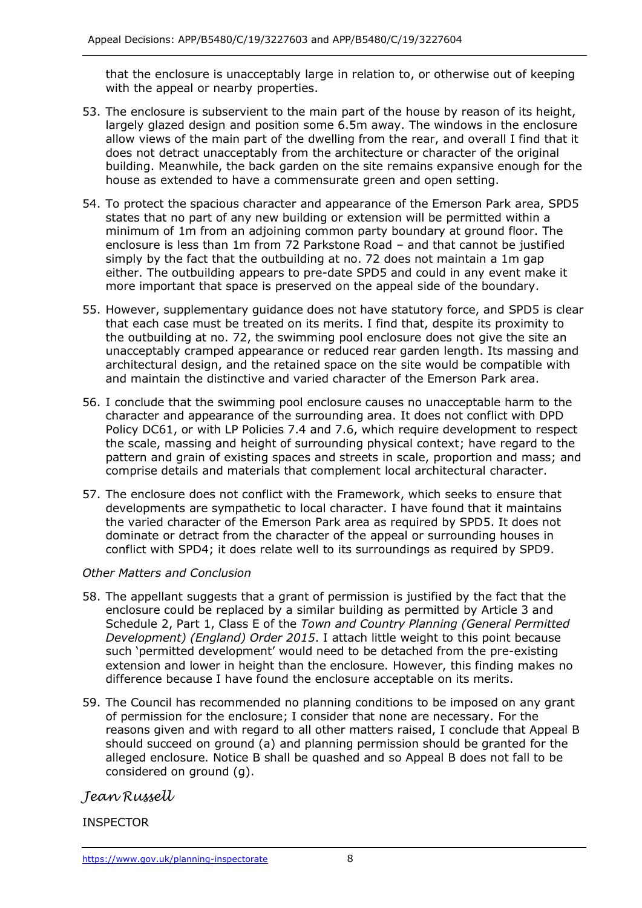that the enclosure is unacceptably large in relation to, or otherwise out of keeping with the appeal or nearby properties.

53. The enclosure is subservient to the main part of the house by reason of its height, largely glazed design and position some 6.5m away. The windows in the enclosure allow views of the main part of the dwelling from the rear, and overall I find that it does not detract unacceptably from the architecture or character of the original building. Meanwhile, the back garden on the site remains expansive enough for the house as extended to have a commensurate green and open setting.

54. To protect the spacious character and appearance of the Emerson Park area, SPD5 states that no part of any new building or extension will be permitted within a minimum of 1m from an adjoining common party boundary at ground floor. The enclosure is less than 1m from 72 Parkstone Road – and that cannot be justified simply by the fact that the outbuilding at no. 72 does not maintain a 1m gap either. The outbuilding appears to pre-date SPD5 and could in any event make it more important that space is preserved on the appeal side of the boundary.

55. However, supplementary guidance does not have statutory force, and SPD5 is clear that each case must be treated on its merits. I find that, despite its proximity to the outbuilding at no. 72, the swimming pool enclosure does not give the site an unacceptably cramped appearance or reduced rear garden length. Its massing and architectural design, and the retained space on the site would be compatible with and maintain the distinctive and varied character of the Emerson Park area.

56. I conclude that the swimming pool enclosure causes no unacceptable harm to the character and appearance of the surrounding area. It does not conflict with DPD Policy DC61, or with LP Policies 7.4 and 7.6, which require development to respect the scale, massing and height of surrounding physical context; have regard to the pattern and grain of existing spaces and streets in scale, proportion and mass; and comprise details and materials that complement local architectural character.

57. The enclosure does not conflict with the Framework, which seeks to ensure that developments are sympathetic to local character. I have found that it maintains the varied character of the Emerson Park area as required by SPD5. It does not dominate or detract from the character of the appeal or surrounding houses in conflict with SPD4; it does relate well to its surroundings as required by SPD9.

*Other Matters and Conclusion*

58. The appellant suggests that a grant of permission is justified by the fact that the enclosure could be replaced by a similar building as permitted by Article 3 and Schedule 2, Part 1, Class E of the *Town and Country Planning (General Permitted Development) (England) Order 2015*. I attach little weight to this point because such 'permitted development' would need to be detached from the pre-existing extension and lower in height than the enclosure. However, this finding makes no difference because I have found the enclosure acceptable on its merits.

59. The Council has recommended no planning conditions to be imposed on any grant of permission for the enclosure; I consider that none are necessary. For the reasons given and with regard to all other matters raised, I conclude that Appeal B should succeed on ground (a) and planning permission should be granted for the alleged enclosure. Notice B shall be quashed and so Appeal B does not fall to be considered on ground (g).

*Jean Russell*

INSPECTOR